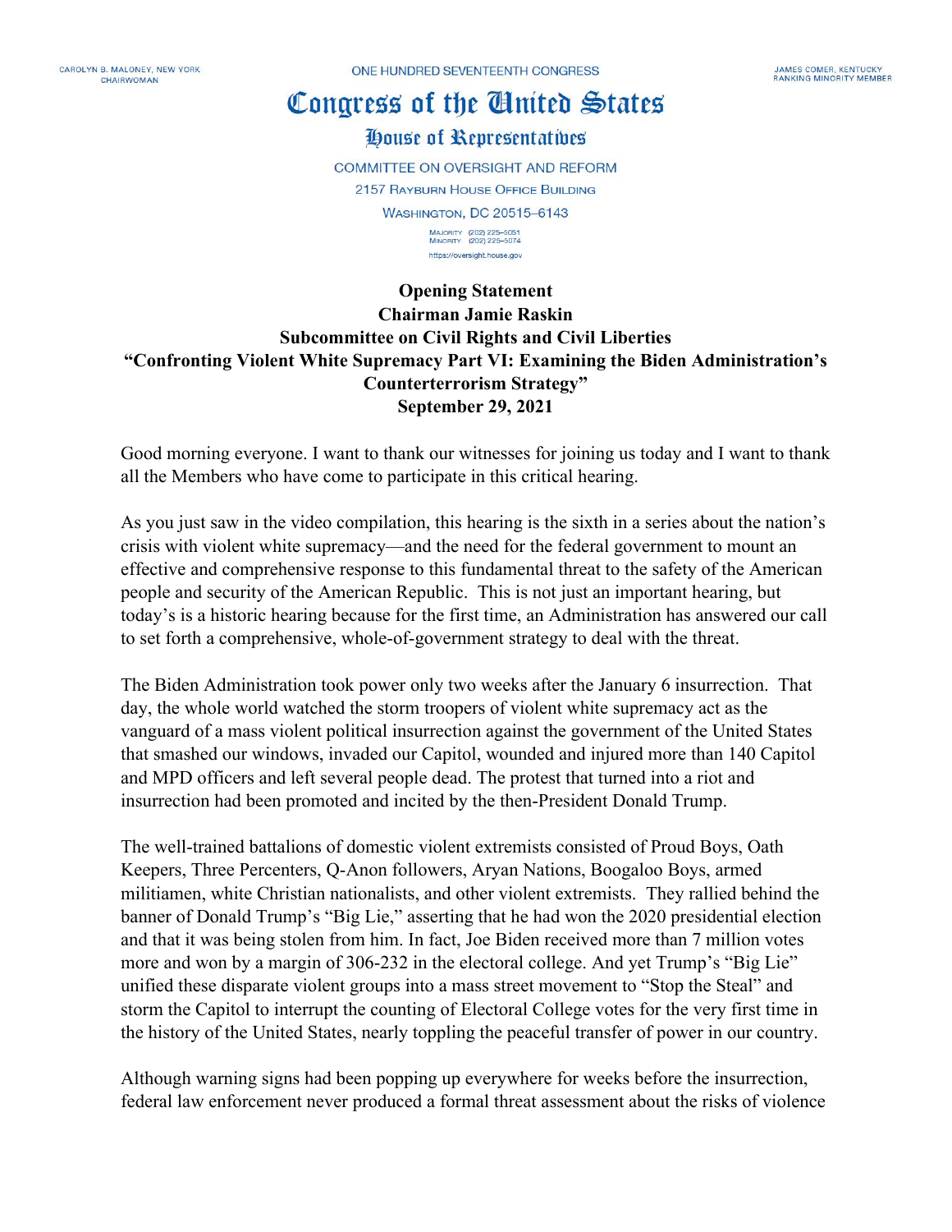CAROLYN B. MALONEY, NEW YORK
CHAIRWOMAN

ONE HUNDRED SEVENTEENTH CONGRESS

JAMES COMER, KENTUCKY
RANKING MINORITY MEMBER

# Congress of the United States

## House of Representatives

COMMITTEE ON OVERSIGHT AND REFORM

2157 RAYBURN HOUSE OFFICE BUILDING

WASHINGTON, DC 20515–6143

MAJORITY (202) 225–5051
MINORITY (202) 225–5074

https://oversight.house.gov

**Opening Statement**
**Chairman Jamie Raskin**
**Subcommittee on Civil Rights and Civil Liberties**
**"Confronting Violent White Supremacy Part VI: Examining the Biden Administration's Counterterrorism Strategy"**
**September 29, 2021**

Good morning everyone. I want to thank our witnesses for joining us today and I want to thank all the Members who have come to participate in this critical hearing.

As you just saw in the video compilation, this hearing is the sixth in a series about the nation's crisis with violent white supremacy—and the need for the federal government to mount an effective and comprehensive response to this fundamental threat to the safety of the American people and security of the American Republic. This is not just an important hearing, but today's is a historic hearing because for the first time, an Administration has answered our call to set forth a comprehensive, whole-of-government strategy to deal with the threat.

The Biden Administration took power only two weeks after the January 6 insurrection. That day, the whole world watched the storm troopers of violent white supremacy act as the vanguard of a mass violent political insurrection against the government of the United States that smashed our windows, invaded our Capitol, wounded and injured more than 140 Capitol and MPD officers and left several people dead. The protest that turned into a riot and insurrection had been promoted and incited by the then-President Donald Trump.

The well-trained battalions of domestic violent extremists consisted of Proud Boys, Oath Keepers, Three Percenters, Q-Anon followers, Aryan Nations, Boogaloo Boys, armed militiamen, white Christian nationalists, and other violent extremists. They rallied behind the banner of Donald Trump's "Big Lie," asserting that he had won the 2020 presidential election and that it was being stolen from him. In fact, Joe Biden received more than 7 million votes more and won by a margin of 306-232 in the electoral college. And yet Trump's "Big Lie" unified these disparate violent groups into a mass street movement to "Stop the Steal" and storm the Capitol to interrupt the counting of Electoral College votes for the very first time in the history of the United States, nearly toppling the peaceful transfer of power in our country.

Although warning signs had been popping up everywhere for weeks before the insurrection, federal law enforcement never produced a formal threat assessment about the risks of violence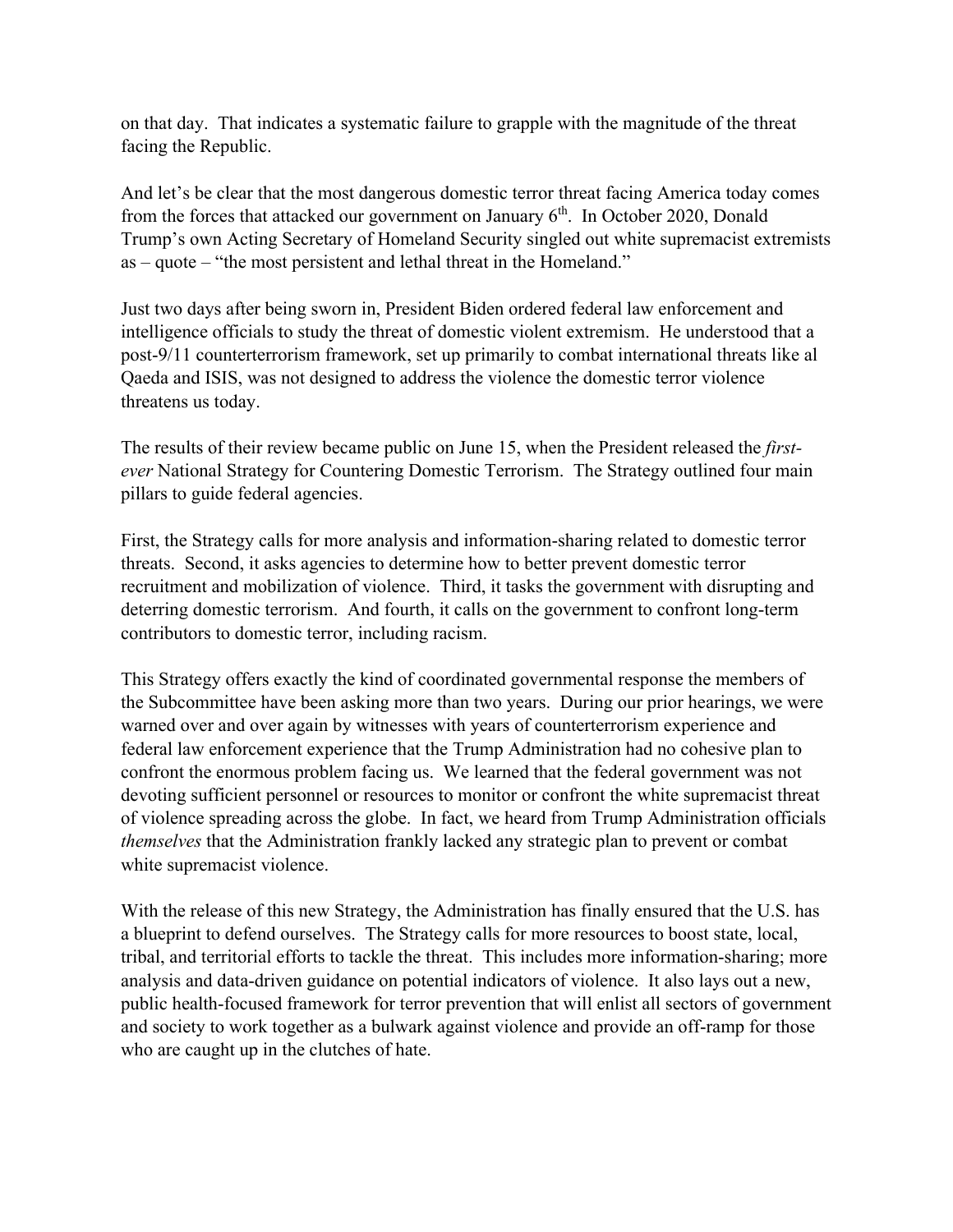on that day. That indicates a systematic failure to grapple with the magnitude of the threat facing the Republic.

And let's be clear that the most dangerous domestic terror threat facing America today comes from the forces that attacked our government on January 6th. In October 2020, Donald Trump's own Acting Secretary of Homeland Security singled out white supremacist extremists as – quote – "the most persistent and lethal threat in the Homeland."

Just two days after being sworn in, President Biden ordered federal law enforcement and intelligence officials to study the threat of domestic violent extremism. He understood that a post-9/11 counterterrorism framework, set up primarily to combat international threats like al Qaeda and ISIS, was not designed to address the violence the domestic terror violence threatens us today.

The results of their review became public on June 15, when the President released the *first-ever* National Strategy for Countering Domestic Terrorism. The Strategy outlined four main pillars to guide federal agencies.

First, the Strategy calls for more analysis and information-sharing related to domestic terror threats. Second, it asks agencies to determine how to better prevent domestic terror recruitment and mobilization of violence. Third, it tasks the government with disrupting and deterring domestic terrorism. And fourth, it calls on the government to confront long-term contributors to domestic terror, including racism.

This Strategy offers exactly the kind of coordinated governmental response the members of the Subcommittee have been asking more than two years. During our prior hearings, we were warned over and over again by witnesses with years of counterterrorism experience and federal law enforcement experience that the Trump Administration had no cohesive plan to confront the enormous problem facing us. We learned that the federal government was not devoting sufficient personnel or resources to monitor or confront the white supremacist threat of violence spreading across the globe. In fact, we heard from Trump Administration officials *themselves* that the Administration frankly lacked any strategic plan to prevent or combat white supremacist violence.

With the release of this new Strategy, the Administration has finally ensured that the U.S. has a blueprint to defend ourselves. The Strategy calls for more resources to boost state, local, tribal, and territorial efforts to tackle the threat. This includes more information-sharing; more analysis and data-driven guidance on potential indicators of violence. It also lays out a new, public health-focused framework for terror prevention that will enlist all sectors of government and society to work together as a bulwark against violence and provide an off-ramp for those who are caught up in the clutches of hate.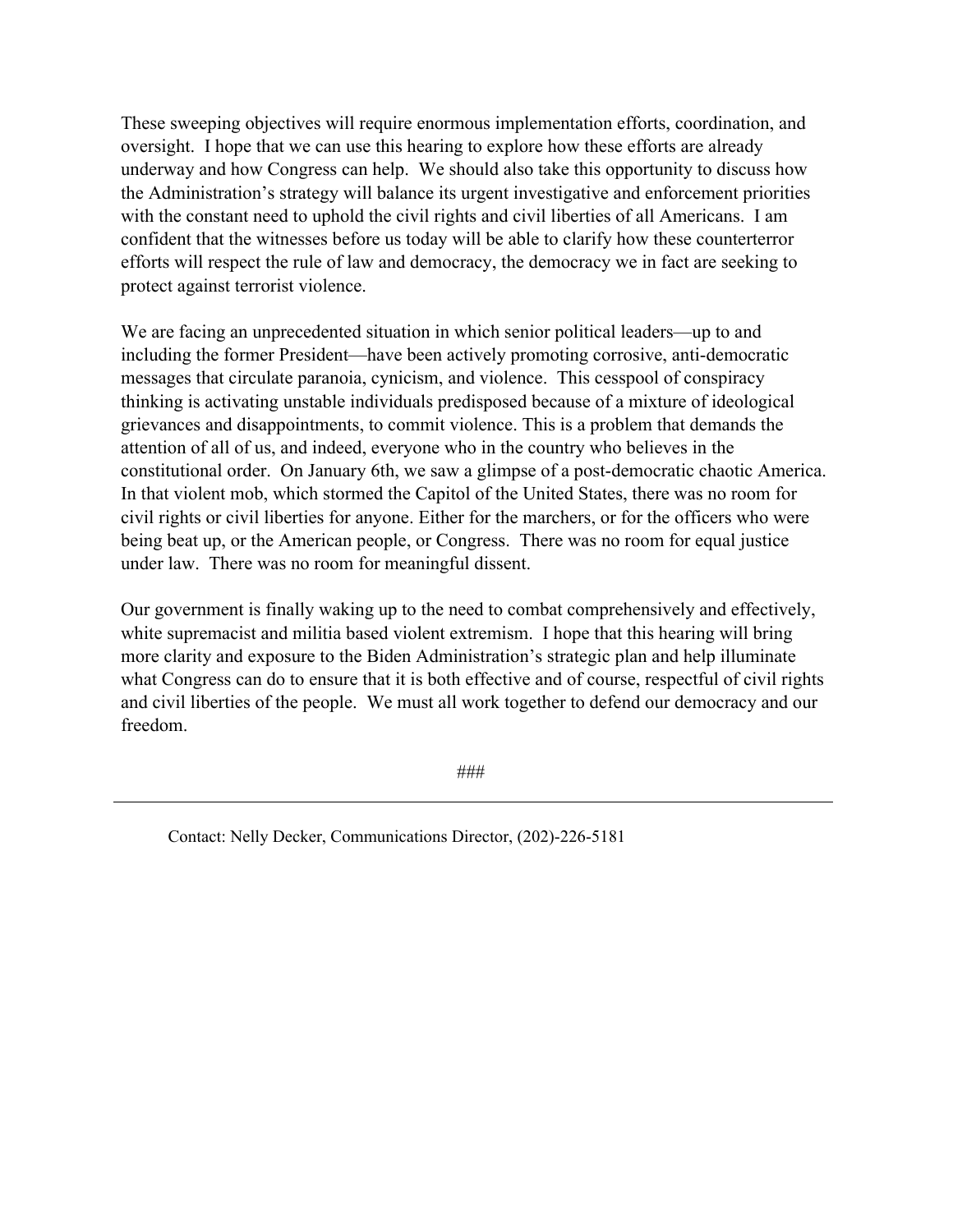These sweeping objectives will require enormous implementation efforts, coordination, and oversight. I hope that we can use this hearing to explore how these efforts are already underway and how Congress can help. We should also take this opportunity to discuss how the Administration's strategy will balance its urgent investigative and enforcement priorities with the constant need to uphold the civil rights and civil liberties of all Americans. I am confident that the witnesses before us today will be able to clarify how these counterterror efforts will respect the rule of law and democracy, the democracy we in fact are seeking to protect against terrorist violence.

We are facing an unprecedented situation in which senior political leaders—up to and including the former President—have been actively promoting corrosive, anti-democratic messages that circulate paranoia, cynicism, and violence. This cesspool of conspiracy thinking is activating unstable individuals predisposed because of a mixture of ideological grievances and disappointments, to commit violence. This is a problem that demands the attention of all of us, and indeed, everyone who in the country who believes in the constitutional order. On January 6th, we saw a glimpse of a post-democratic chaotic America. In that violent mob, which stormed the Capitol of the United States, there was no room for civil rights or civil liberties for anyone. Either for the marchers, or for the officers who were being beat up, or the American people, or Congress. There was no room for equal justice under law. There was no room for meaningful dissent.

Our government is finally waking up to the need to combat comprehensively and effectively, white supremacist and militia based violent extremism. I hope that this hearing will bring more clarity and exposure to the Biden Administration's strategic plan and help illuminate what Congress can do to ensure that it is both effective and of course, respectful of civil rights and civil liberties of the people. We must all work together to defend our democracy and our freedom.

###

---

Contact: Nelly Decker, Communications Director, (202)-226-5181